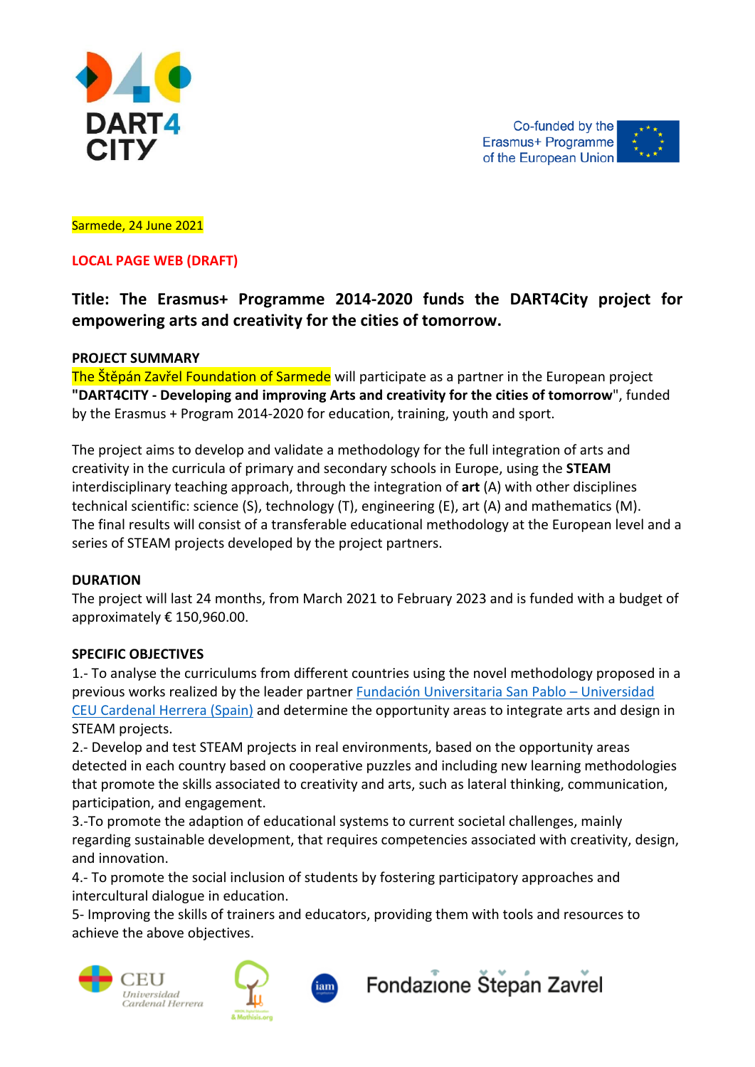DART4 CITY

Co-funded by the Erasmus+ Programme of the European Union

Sarmede, 24 June 2021

**LOCAL PAGE WEB (DRAFT)**

## Title: The Erasmus+ Programme 2014-2020 funds the DART4City project for empowering arts and creativity for the cities of tomorrow.

**PROJECT SUMMARY**

The Štěpán Zavřel Foundation of Sarmede will participate as a partner in the European project **"DART4CITY - Developing and improving Arts and creativity for the cities of tomorrow"**, funded by the Erasmus + Program 2014-2020 for education, training, youth and sport.

The project aims to develop and validate a methodology for the full integration of arts and creativity in the curricula of primary and secondary schools in Europe, using the **STEAM** interdisciplinary teaching approach, through the integration of **art** (A) with other disciplines technical scientific: science (S), technology (T), engineering (E), art (A) and mathematics (M). The final results will consist of a transferable educational methodology at the European level and a series of STEAM projects developed by the project partners.

**DURATION**

The project will last 24 months, from March 2021 to February 2023 and is funded with a budget of approximately € 150,960.00.

**SPECIFIC OBJECTIVES**

1.- To analyse the curriculums from different countries using the novel methodology proposed in a previous works realized by the leader partner Fundación Universitaria San Pablo – Universidad CEU Cardenal Herrera (Spain) and determine the opportunity areas to integrate arts and design in STEAM projects.
2.- Develop and test STEAM projects in real environments, based on the opportunity areas detected in each country based on cooperative puzzles and including new learning methodologies that promote the skills associated to creativity and arts, such as lateral thinking, communication, participation, and engagement.
3.-To promote the adaption of educational systems to current societal challenges, mainly regarding sustainable development, that requires competencies associated with creativity, design, and innovation.
4.- To promote the social inclusion of students by fostering participatory approaches and intercultural dialogue in education.
5- Improving the skills of trainers and educators, providing them with tools and resources to achieve the above objectives.

CEU Universidad Cardenal Herrera | Mathisis.org | iam | Fondazione Štěpan Zavřel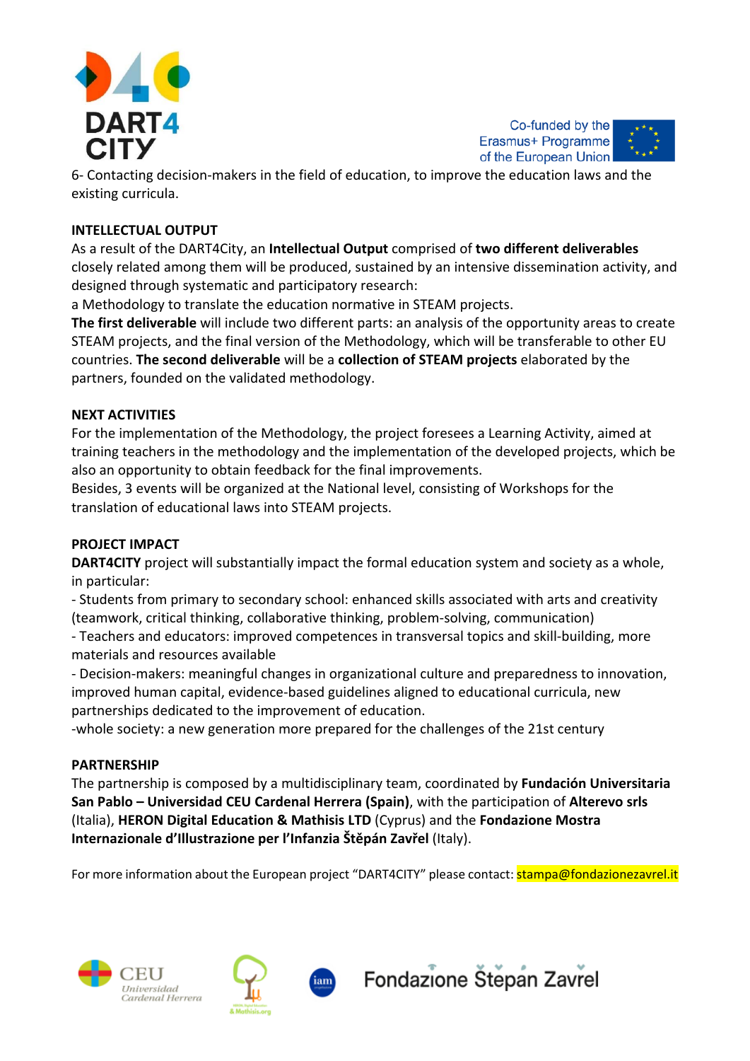6- Contacting decision-makers in the field of education, to improve the education laws and the existing curricula.

**INTELLECTUAL OUTPUT**

As a result of the DART4City, an **Intellectual Output** comprised of **two different deliverables** closely related among them will be produced, sustained by an intensive dissemination activity, and designed through systematic and participatory research:

a Methodology to translate the education normative in STEAM projects.

**The first deliverable** will include two different parts: an analysis of the opportunity areas to create STEAM projects, and the final version of the Methodology, which will be transferable to other EU countries. **The second deliverable** will be a **collection of STEAM projects** elaborated by the partners, founded on the validated methodology.

**NEXT ACTIVITIES**

For the implementation of the Methodology, the project foresees a Learning Activity, aimed at training teachers in the methodology and the implementation of the developed projects, which be also an opportunity to obtain feedback for the final improvements.

Besides, 3 events will be organized at the National level, consisting of Workshops for the translation of educational laws into STEAM projects.

**PROJECT IMPACT**

**DART4CITY** project will substantially impact the formal education system and society as a whole, in particular:

- Students from primary to secondary school: enhanced skills associated with arts and creativity (teamwork, critical thinking, collaborative thinking, problem-solving, communication)
- Teachers and educators: improved competences in transversal topics and skill-building, more materials and resources available
- Decision-makers: meaningful changes in organizational culture and preparedness to innovation, improved human capital, evidence-based guidelines aligned to educational curricula, new partnerships dedicated to the improvement of education.
- whole society: a new generation more prepared for the challenges of the 21st century

**PARTNERSHIP**

The partnership is composed by a multidisciplinary team, coordinated by **Fundación Universitaria San Pablo – Universidad CEU Cardenal Herrera (Spain)**, with the participation of **Alterevo srls** (Italia), **HERON Digital Education & Mathisis LTD** (Cyprus) and the **Fondazione Mostra Internazionale d'Illustrazione per l'Infanzia Štěpán Zavřel** (Italy).

For more information about the European project "DART4CITY" please contact: stampa@fondazionezavrel.it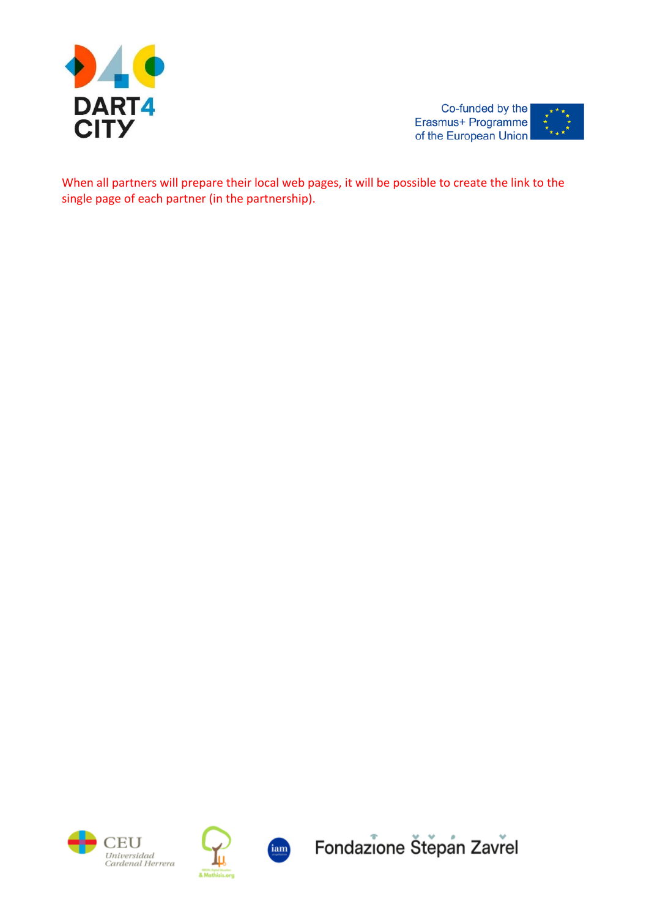When all partners will prepare their local web pages, it will be possible to create the link to the single page of each partner (in the partnership).